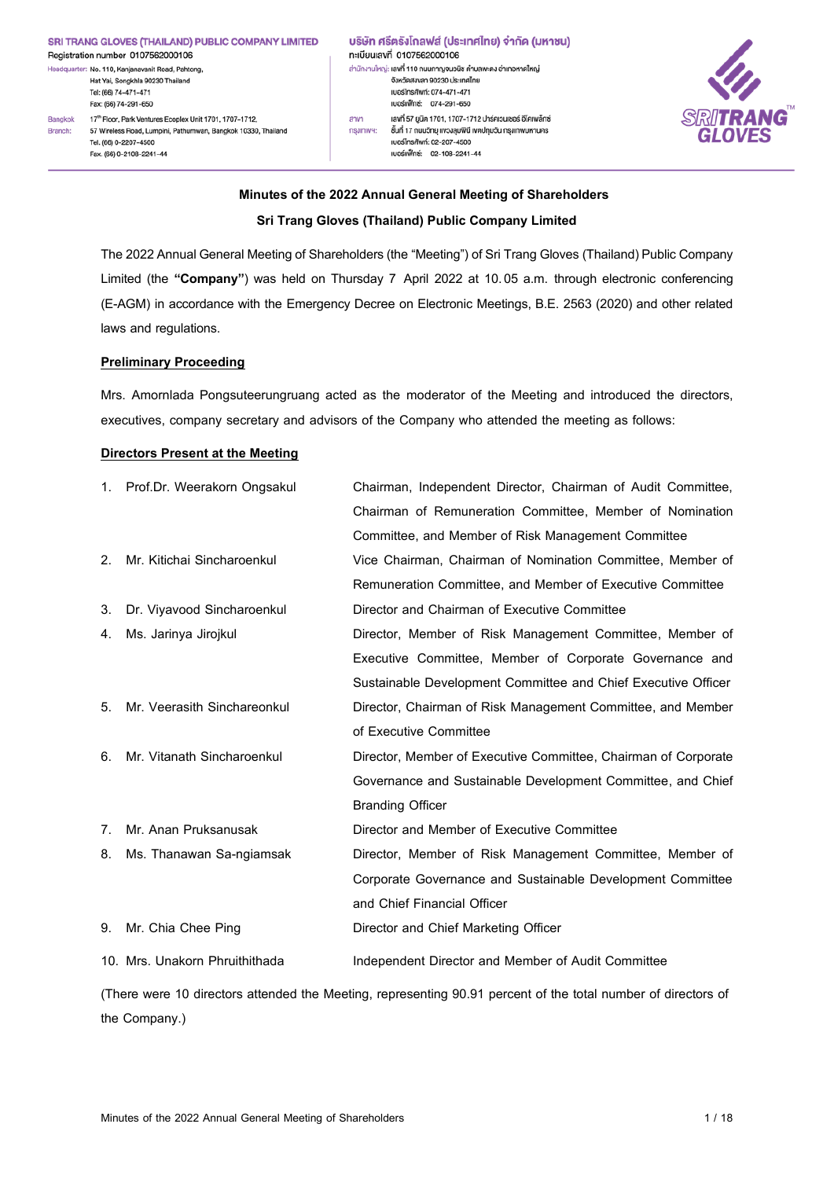**SRI TRANG GLOVES (THAILAND) PUBLIC COMPANY LIMITED**
Registration number 0107562000106
Headquarter: No. 110, Kanjanavanit Road, Pahtong, Hat Yai, Songkhla 90230 Thailand
Tel: (66) 74-471-471
Fax: (66) 74-291-650
Bangkok Branch: 17th Floor, Park Ventures Ecoplex Unit 1701, 1707-1712, 57 Wireless Road, Lumpini, Pathumwan, Bangkok 10330, Thailand
Tel. (66) 0-2207-4500
Fax. (66) 0-2108-2241-44

**บริษัท ศรีตรังโกลฟส์ (ประเทศไทย) จำกัด (มหาชน)**
ทะเบียนเลขที่ 0107562000106
สำนักงานใหญ่: เลขที่ 110 ถนนกาญจนวนิช ตำบลพะตง อำเภอหาดใหญ่ จังหวัดสงขลา 90230 ประเทศไทย
เบอร์โทรศัพท์: 074-471-471
เบอร์แฟ็กซ์: 074-291-650
สาขากรุงเทพฯ: เลขที่ 57 ยูนิต 1701, 1707-1712 ปาร์คเวนเชอร์ อีโคเพล็กซ์ ชั้นที่ 17 ถนนวิทยุ แขวงลุมพินี เขตปทุมวัน กรุงเทพมหานคร
เบอร์โทรศัพท์: 02-207-4500
เบอร์แฟ็กซ์: 02-108-2241-44

SRITRANG GLOVES

**Minutes of the 2022 Annual General Meeting of Shareholders**

**Sri Trang Gloves (Thailand) Public Company Limited**

The 2022 Annual General Meeting of Shareholders (the "Meeting") of Sri Trang Gloves (Thailand) Public Company Limited (the **"Company"**) was held on Thursday 7 April 2022 at 10.05 a.m. through electronic conferencing (E-AGM) in accordance with the Emergency Decree on Electronic Meetings, B.E. 2563 (2020) and other related laws and regulations.

**Preliminary Proceeding**

Mrs. Amornlada Pongsuteerungruang acted as the moderator of the Meeting and introduced the directors, executives, company secretary and advisors of the Company who attended the meeting as follows:

**Directors Present at the Meeting**

| | Name | Position |
|---|---|---|
| 1. | Prof.Dr. Weerakorn Ongsakul | Chairman, Independent Director, Chairman of Audit Committee, Chairman of Remuneration Committee, Member of Nomination Committee, and Member of Risk Management Committee |
| 2. | Mr. Kitichai Sincharoenkul | Vice Chairman, Chairman of Nomination Committee, Member of Remuneration Committee, and Member of Executive Committee |
| 3. | Dr. Viyavood Sincharoenkul | Director and Chairman of Executive Committee |
| 4. | Ms. Jarinya Jirojkul | Director, Member of Risk Management Committee, Member of Executive Committee, Member of Corporate Governance and Sustainable Development Committee and Chief Executive Officer |
| 5. | Mr. Veerasith Sinchareonkul | Director, Chairman of Risk Management Committee, and Member of Executive Committee |
| 6. | Mr. Vitanath Sincharoenkul | Director, Member of Executive Committee, Chairman of Corporate Governance and Sustainable Development Committee, and Chief Branding Officer |
| 7. | Mr. Anan Pruksanusak | Director and Member of Executive Committee |
| 8. | Ms. Thanawan Sa-ngiamsak | Director, Member of Risk Management Committee, Member of Corporate Governance and Sustainable Development Committee and Chief Financial Officer |
| 9. | Mr. Chia Chee Ping | Director and Chief Marketing Officer |
| 10. | Mrs. Unakorn Phruiththada | Independent Director and Member of Audit Committee |

(There were 10 directors attended the Meeting, representing 90.91 percent of the total number of directors of the Company.)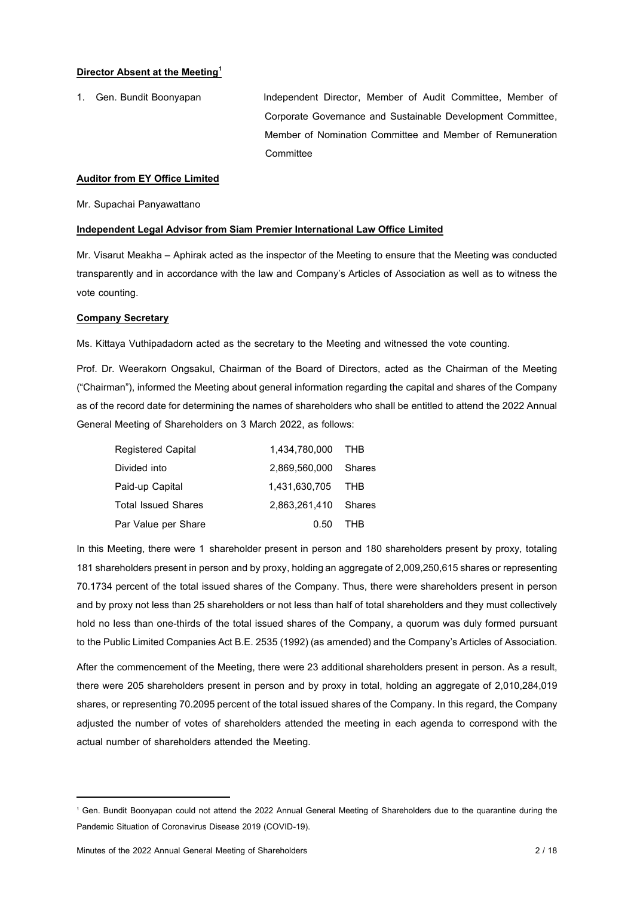**Director Absent at the Meeting[1]**

1. Gen. Bundit Boonyapan — Independent Director, Member of Audit Committee, Member of Corporate Governance and Sustainable Development Committee, Member of Nomination Committee and Member of Remuneration Committee

**Auditor from EY Office Limited**

Mr. Supachai Panyawattano

**Independent Legal Advisor from Siam Premier International Law Office Limited**

Mr. Visarut Meakha – Aphirak acted as the inspector of the Meeting to ensure that the Meeting was conducted transparently and in accordance with the law and Company's Articles of Association as well as to witness the vote counting.

**Company Secretary**

Ms. Kittaya Vuthipadadorn acted as the secretary to the Meeting and witnessed the vote counting.

Prof. Dr. Weerakorn Ongsakul, Chairman of the Board of Directors, acted as the Chairman of the Meeting ("Chairman"), informed the Meeting about general information regarding the capital and shares of the Company as of the record date for determining the names of shareholders who shall be entitled to attend the 2022 Annual General Meeting of Shareholders on 3 March 2022, as follows:

| | | |
|---|---|---|
| Registered Capital | 1,434,780,000 | THB |
| Divided into | 2,869,560,000 | Shares |
| Paid-up Capital | 1,431,630,705 | THB |
| Total Issued Shares | 2,863,261,410 | Shares |
| Par Value per Share | 0.50 | THB |

In this Meeting, there were 1 shareholder present in person and 180 shareholders present by proxy, totaling 181 shareholders present in person and by proxy, holding an aggregate of 2,009,250,615 shares or representing 70.1734 percent of the total issued shares of the Company. Thus, there were shareholders present in person and by proxy not less than 25 shareholders or not less than half of total shareholders and they must collectively hold no less than one-thirds of the total issued shares of the Company, a quorum was duly formed pursuant to the Public Limited Companies Act B.E. 2535 (1992) (as amended) and the Company's Articles of Association.

After the commencement of the Meeting, there were 23 additional shareholders present in person. As a result, there were 205 shareholders present in person and by proxy in total, holding an aggregate of 2,010,284,019 shares, or representing 70.2095 percent of the total issued shares of the Company. In this regard, the Company adjusted the number of votes of shareholders attended the meeting in each agenda to correspond with the actual number of shareholders attended the Meeting.

---

[1] Gen. Bundit Boonyapan could not attend the 2022 Annual General Meeting of Shareholders due to the quarantine during the Pandemic Situation of Coronavirus Disease 2019 (COVID-19).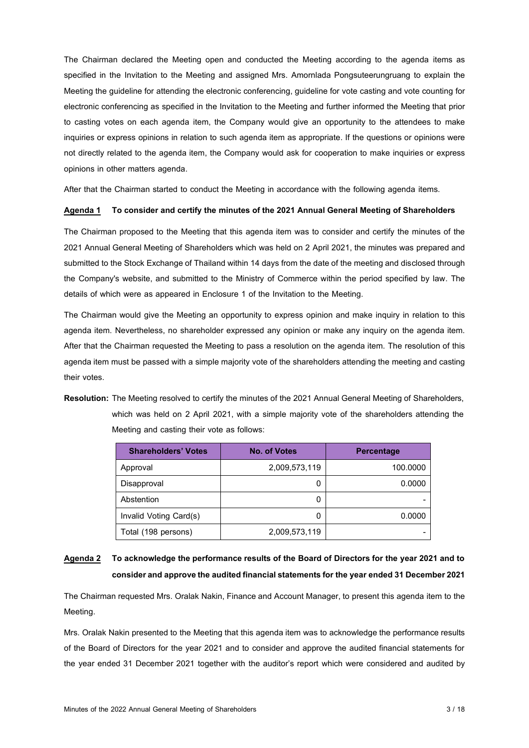The Chairman declared the Meeting open and conducted the Meeting according to the agenda items as specified in the Invitation to the Meeting and assigned Mrs. Amornlada Pongsuteerungruang to explain the Meeting the guideline for attending the electronic conferencing, guideline for vote casting and vote counting for electronic conferencing as specified in the Invitation to the Meeting and further informed the Meeting that prior to casting votes on each agenda item, the Company would give an opportunity to the attendees to make inquiries or express opinions in relation to such agenda item as appropriate. If the questions or opinions were not directly related to the agenda item, the Company would ask for cooperation to make inquiries or express opinions in other matters agenda.

After that the Chairman started to conduct the Meeting in accordance with the following agenda items.

**Agenda 1 To consider and certify the minutes of the 2021 Annual General Meeting of Shareholders**

The Chairman proposed to the Meeting that this agenda item was to consider and certify the minutes of the 2021 Annual General Meeting of Shareholders which was held on 2 April 2021, the minutes was prepared and submitted to the Stock Exchange of Thailand within 14 days from the date of the meeting and disclosed through the Company's website, and submitted to the Ministry of Commerce within the period specified by law. The details of which were as appeared in Enclosure 1 of the Invitation to the Meeting.

The Chairman would give the Meeting an opportunity to express opinion and make inquiry in relation to this agenda item. Nevertheless, no shareholder expressed any opinion or make any inquiry on the agenda item. After that the Chairman requested the Meeting to pass a resolution on the agenda item. The resolution of this agenda item must be passed with a simple majority vote of the shareholders attending the meeting and casting their votes.

**Resolution:** The Meeting resolved to certify the minutes of the 2021 Annual General Meeting of Shareholders, which was held on 2 April 2021, with a simple majority vote of the shareholders attending the Meeting and casting their vote as follows:

| Shareholders' Votes | No. of Votes | Percentage |
|---|---|---|
| Approval | 2,009,573,119 | 100.0000 |
| Disapproval | 0 | 0.0000 |
| Abstention | 0 | - |
| Invalid Voting Card(s) | 0 | 0.0000 |
| Total (198 persons) | 2,009,573,119 | - |

**Agenda 2 To acknowledge the performance results of the Board of Directors for the year 2021 and to consider and approve the audited financial statements for the year ended 31 December 2021**

The Chairman requested Mrs. Oralak Nakin, Finance and Account Manager, to present this agenda item to the Meeting.

Mrs. Oralak Nakin presented to the Meeting that this agenda item was to acknowledge the performance results of the Board of Directors for the year 2021 and to consider and approve the audited financial statements for the year ended 31 December 2021 together with the auditor's report which were considered and audited by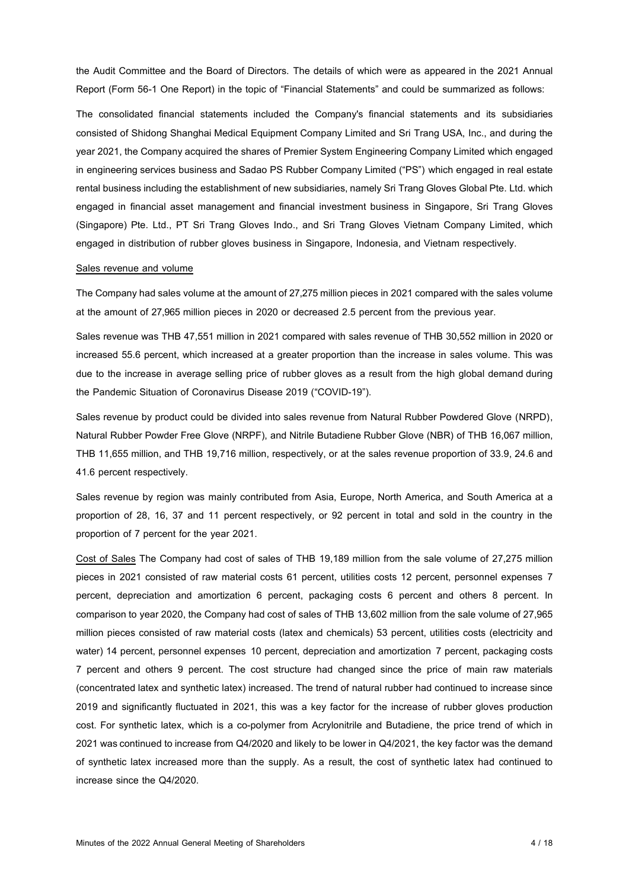the Audit Committee and the Board of Directors. The details of which were as appeared in the 2021 Annual Report (Form 56-1 One Report) in the topic of "Financial Statements" and could be summarized as follows:

The consolidated financial statements included the Company's financial statements and its subsidiaries consisted of Shidong Shanghai Medical Equipment Company Limited and Sri Trang USA, Inc., and during the year 2021, the Company acquired the shares of Premier System Engineering Company Limited which engaged in engineering services business and Sadao PS Rubber Company Limited ("PS") which engaged in real estate rental business including the establishment of new subsidiaries, namely Sri Trang Gloves Global Pte. Ltd. which engaged in financial asset management and financial investment business in Singapore, Sri Trang Gloves (Singapore) Pte. Ltd., PT Sri Trang Gloves Indo., and Sri Trang Gloves Vietnam Company Limited, which engaged in distribution of rubber gloves business in Singapore, Indonesia, and Vietnam respectively.

<u>Sales revenue and volume</u>

The Company had sales volume at the amount of 27,275 million pieces in 2021 compared with the sales volume at the amount of 27,965 million pieces in 2020 or decreased 2.5 percent from the previous year.

Sales revenue was THB 47,551 million in 2021 compared with sales revenue of THB 30,552 million in 2020 or increased 55.6 percent, which increased at a greater proportion than the increase in sales volume. This was due to the increase in average selling price of rubber gloves as a result from the high global demand during the Pandemic Situation of Coronavirus Disease 2019 ("COVID-19").

Sales revenue by product could be divided into sales revenue from Natural Rubber Powdered Glove (NRPD), Natural Rubber Powder Free Glove (NRPF), and Nitrile Butadiene Rubber Glove (NBR) of THB 16,067 million, THB 11,655 million, and THB 19,716 million, respectively, or at the sales revenue proportion of 33.9, 24.6 and 41.6 percent respectively.

Sales revenue by region was mainly contributed from Asia, Europe, North America, and South America at a proportion of 28, 16, 37 and 11 percent respectively, or 92 percent in total and sold in the country in the proportion of 7 percent for the year 2021.

<u>Cost of Sales</u> The Company had cost of sales of THB 19,189 million from the sale volume of 27,275 million pieces in 2021 consisted of raw material costs 61 percent, utilities costs 12 percent, personnel expenses 7 percent, depreciation and amortization 6 percent, packaging costs 6 percent and others 8 percent. In comparison to year 2020, the Company had cost of sales of THB 13,602 million from the sale volume of 27,965 million pieces consisted of raw material costs (latex and chemicals) 53 percent, utilities costs (electricity and water) 14 percent, personnel expenses 10 percent, depreciation and amortization 7 percent, packaging costs 7 percent and others 9 percent. The cost structure had changed since the price of main raw materials (concentrated latex and synthetic latex) increased. The trend of natural rubber had continued to increase since 2019 and significantly fluctuated in 2021, this was a key factor for the increase of rubber gloves production cost. For synthetic latex, which is a co-polymer from Acrylonitrile and Butadiene, the price trend of which in 2021 was continued to increase from Q4/2020 and likely to be lower in Q4/2021, the key factor was the demand of synthetic latex increased more than the supply. As a result, the cost of synthetic latex had continued to increase since the Q4/2020.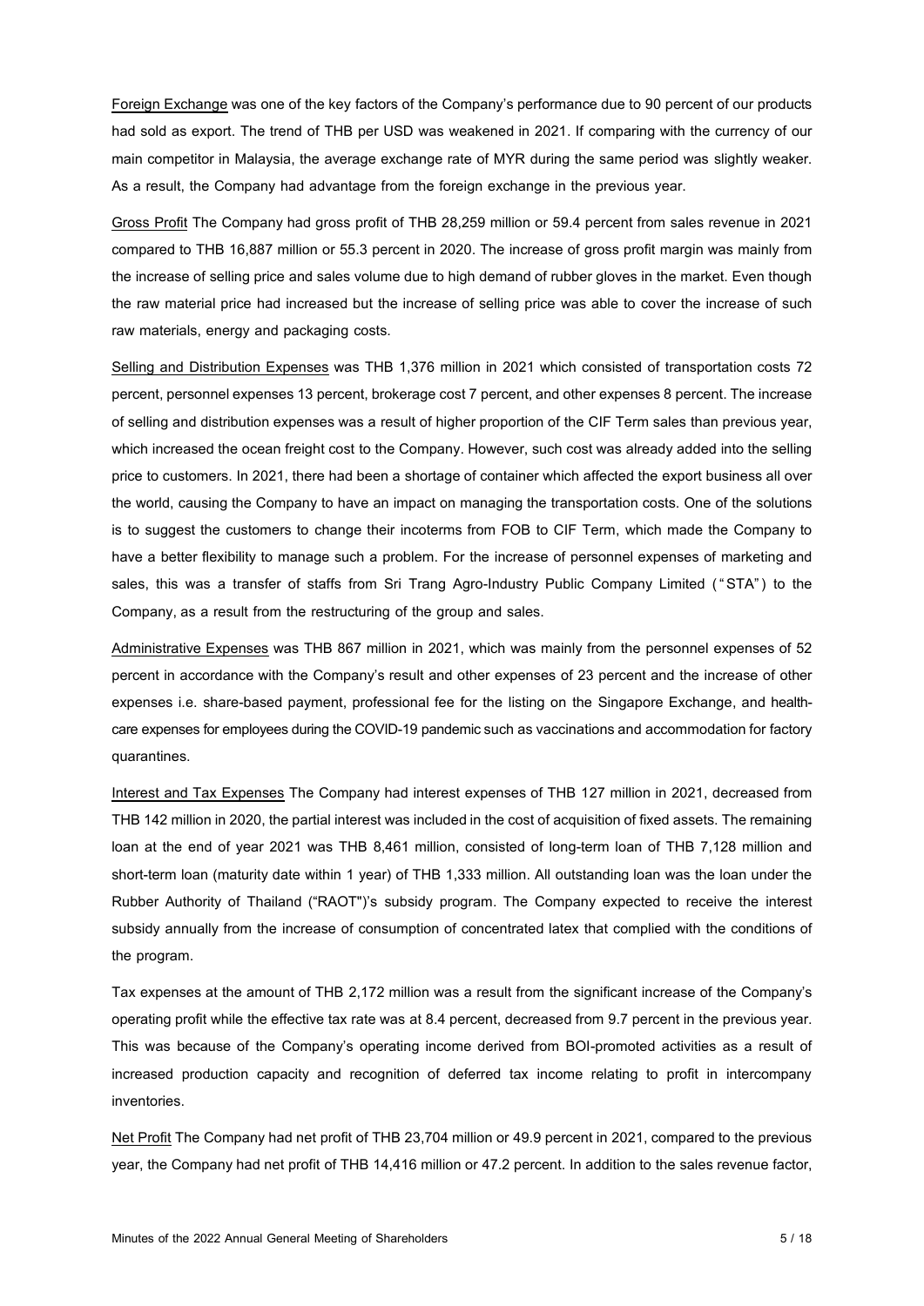Foreign Exchange was one of the key factors of the Company's performance due to 90 percent of our products had sold as export. The trend of THB per USD was weakened in 2021. If comparing with the currency of our main competitor in Malaysia, the average exchange rate of MYR during the same period was slightly weaker. As a result, the Company had advantage from the foreign exchange in the previous year.

Gross Profit The Company had gross profit of THB 28,259 million or 59.4 percent from sales revenue in 2021 compared to THB 16,887 million or 55.3 percent in 2020. The increase of gross profit margin was mainly from the increase of selling price and sales volume due to high demand of rubber gloves in the market. Even though the raw material price had increased but the increase of selling price was able to cover the increase of such raw materials, energy and packaging costs.

Selling and Distribution Expenses was THB 1,376 million in 2021 which consisted of transportation costs 72 percent, personnel expenses 13 percent, brokerage cost 7 percent, and other expenses 8 percent. The increase of selling and distribution expenses was a result of higher proportion of the CIF Term sales than previous year, which increased the ocean freight cost to the Company. However, such cost was already added into the selling price to customers. In 2021, there had been a shortage of container which affected the export business all over the world, causing the Company to have an impact on managing the transportation costs. One of the solutions is to suggest the customers to change their incoterms from FOB to CIF Term, which made the Company to have a better flexibility to manage such a problem. For the increase of personnel expenses of marketing and sales, this was a transfer of staffs from Sri Trang Agro-Industry Public Company Limited ("STA") to the Company, as a result from the restructuring of the group and sales.

Administrative Expenses was THB 867 million in 2021, which was mainly from the personnel expenses of 52 percent in accordance with the Company's result and other expenses of 23 percent and the increase of other expenses i.e. share-based payment, professional fee for the listing on the Singapore Exchange, and health-care expenses for employees during the COVID-19 pandemic such as vaccinations and accommodation for factory quarantines.

Interest and Tax Expenses The Company had interest expenses of THB 127 million in 2021, decreased from THB 142 million in 2020, the partial interest was included in the cost of acquisition of fixed assets. The remaining loan at the end of year 2021 was THB 8,461 million, consisted of long-term loan of THB 7,128 million and short-term loan (maturity date within 1 year) of THB 1,333 million. All outstanding loan was the loan under the Rubber Authority of Thailand ("RAOT")'s subsidy program. The Company expected to receive the interest subsidy annually from the increase of consumption of concentrated latex that complied with the conditions of the program.

Tax expenses at the amount of THB 2,172 million was a result from the significant increase of the Company's operating profit while the effective tax rate was at 8.4 percent, decreased from 9.7 percent in the previous year. This was because of the Company's operating income derived from BOI-promoted activities as a result of increased production capacity and recognition of deferred tax income relating to profit in intercompany inventories.

Net Profit The Company had net profit of THB 23,704 million or 49.9 percent in 2021, compared to the previous year, the Company had net profit of THB 14,416 million or 47.2 percent. In addition to the sales revenue factor,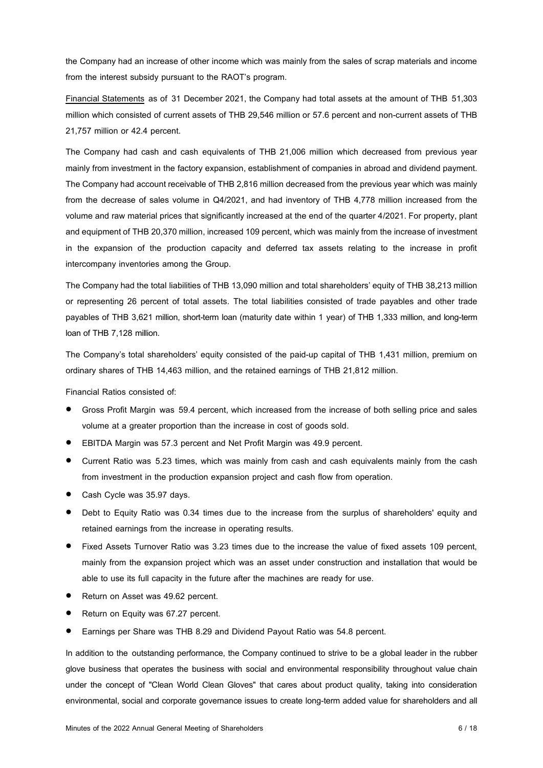the Company had an increase of other income which was mainly from the sales of scrap materials and income from the interest subsidy pursuant to the RAOT's program.

Financial Statements as of 31 December 2021, the Company had total assets at the amount of THB 51,303 million which consisted of current assets of THB 29,546 million or 57.6 percent and non-current assets of THB 21,757 million or 42.4 percent.

The Company had cash and cash equivalents of THB 21,006 million which decreased from previous year mainly from investment in the factory expansion, establishment of companies in abroad and dividend payment. The Company had account receivable of THB 2,816 million decreased from the previous year which was mainly from the decrease of sales volume in Q4/2021, and had inventory of THB 4,778 million increased from the volume and raw material prices that significantly increased at the end of the quarter 4/2021. For property, plant and equipment of THB 20,370 million, increased 109 percent, which was mainly from the increase of investment in the expansion of the production capacity and deferred tax assets relating to the increase in profit intercompany inventories among the Group.

The Company had the total liabilities of THB 13,090 million and total shareholders' equity of THB 38,213 million or representing 26 percent of total assets. The total liabilities consisted of trade payables and other trade payables of THB 3,621 million, short-term loan (maturity date within 1 year) of THB 1,333 million, and long-term loan of THB 7,128 million.

The Company's total shareholders' equity consisted of the paid-up capital of THB 1,431 million, premium on ordinary shares of THB 14,463 million, and the retained earnings of THB 21,812 million.

Financial Ratios consisted of:

- Gross Profit Margin was 59.4 percent, which increased from the increase of both selling price and sales volume at a greater proportion than the increase in cost of goods sold.
- EBITDA Margin was 57.3 percent and Net Profit Margin was 49.9 percent.
- Current Ratio was 5.23 times, which was mainly from cash and cash equivalents mainly from the cash from investment in the production expansion project and cash flow from operation.
- Cash Cycle was 35.97 days.
- Debt to Equity Ratio was 0.34 times due to the increase from the surplus of shareholders' equity and retained earnings from the increase in operating results.
- Fixed Assets Turnover Ratio was 3.23 times due to the increase the value of fixed assets 109 percent, mainly from the expansion project which was an asset under construction and installation that would be able to use its full capacity in the future after the machines are ready for use.
- Return on Asset was 49.62 percent.
- Return on Equity was 67.27 percent.
- Earnings per Share was THB 8.29 and Dividend Payout Ratio was 54.8 percent.

In addition to the outstanding performance, the Company continued to strive to be a global leader in the rubber glove business that operates the business with social and environmental responsibility throughout value chain under the concept of "Clean World Clean Gloves" that cares about product quality, taking into consideration environmental, social and corporate governance issues to create long-term added value for shareholders and all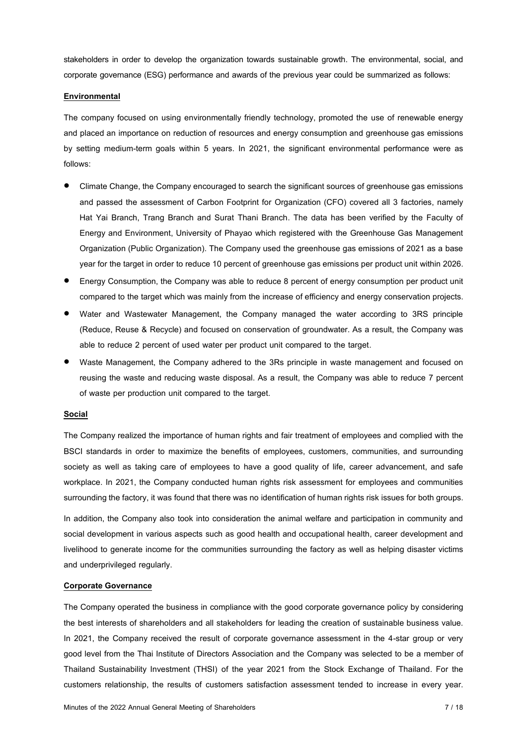stakeholders in order to develop the organization towards sustainable growth. The environmental, social, and corporate governance (ESG) performance and awards of the previous year could be summarized as follows:

**Environmental**

The company focused on using environmentally friendly technology, promoted the use of renewable energy and placed an importance on reduction of resources and energy consumption and greenhouse gas emissions by setting medium-term goals within 5 years. In 2021, the significant environmental performance were as follows:

- Climate Change, the Company encouraged to search the significant sources of greenhouse gas emissions and passed the assessment of Carbon Footprint for Organization (CFO) covered all 3 factories, namely Hat Yai Branch, Trang Branch and Surat Thani Branch. The data has been verified by the Faculty of Energy and Environment, University of Phayao which registered with the Greenhouse Gas Management Organization (Public Organization). The Company used the greenhouse gas emissions of 2021 as a base year for the target in order to reduce 10 percent of greenhouse gas emissions per product unit within 2026.
- Energy Consumption, the Company was able to reduce 8 percent of energy consumption per product unit compared to the target which was mainly from the increase of efficiency and energy conservation projects.
- Water and Wastewater Management, the Company managed the water according to 3RS principle (Reduce, Reuse & Recycle) and focused on conservation of groundwater. As a result, the Company was able to reduce 2 percent of used water per product unit compared to the target.
- Waste Management, the Company adhered to the 3Rs principle in waste management and focused on reusing the waste and reducing waste disposal. As a result, the Company was able to reduce 7 percent of waste per production unit compared to the target.

**Social**

The Company realized the importance of human rights and fair treatment of employees and complied with the BSCI standards in order to maximize the benefits of employees, customers, communities, and surrounding society as well as taking care of employees to have a good quality of life, career advancement, and safe workplace. In 2021, the Company conducted human rights risk assessment for employees and communities surrounding the factory, it was found that there was no identification of human rights risk issues for both groups.

In addition, the Company also took into consideration the animal welfare and participation in community and social development in various aspects such as good health and occupational health, career development and livelihood to generate income for the communities surrounding the factory as well as helping disaster victims and underprivileged regularly.

**Corporate Governance**

The Company operated the business in compliance with the good corporate governance policy by considering the best interests of shareholders and all stakeholders for leading the creation of sustainable business value. In 2021, the Company received the result of corporate governance assessment in the 4-star group or very good level from the Thai Institute of Directors Association and the Company was selected to be a member of Thailand Sustainability Investment (THSI) of the year 2021 from the Stock Exchange of Thailand. For the customers relationship, the results of customers satisfaction assessment tended to increase in every year.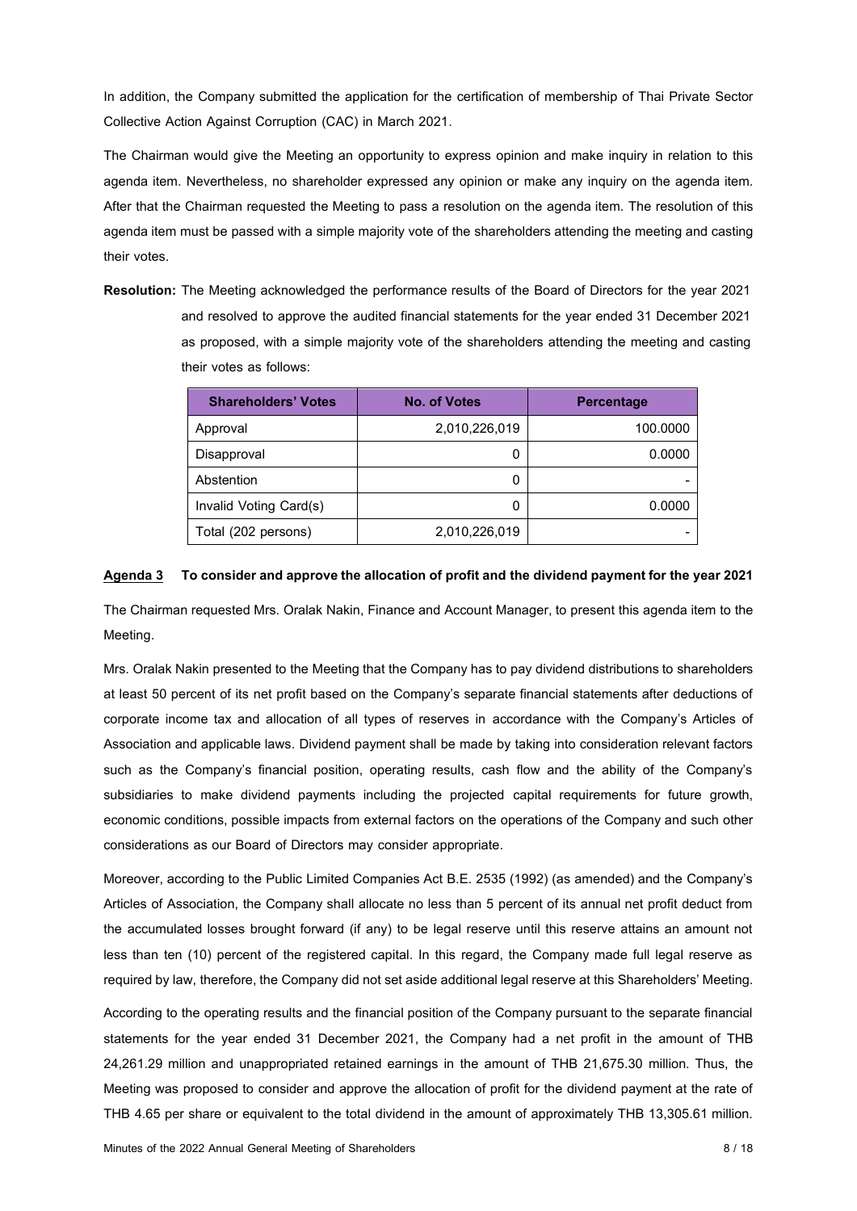In addition, the Company submitted the application for the certification of membership of Thai Private Sector Collective Action Against Corruption (CAC) in March 2021.

The Chairman would give the Meeting an opportunity to express opinion and make inquiry in relation to this agenda item. Nevertheless, no shareholder expressed any opinion or make any inquiry on the agenda item. After that the Chairman requested the Meeting to pass a resolution on the agenda item. The resolution of this agenda item must be passed with a simple majority vote of the shareholders attending the meeting and casting their votes.

**Resolution:** The Meeting acknowledged the performance results of the Board of Directors for the year 2021 and resolved to approve the audited financial statements for the year ended 31 December 2021 as proposed, with a simple majority vote of the shareholders attending the meeting and casting their votes as follows:

| Shareholders' Votes | No. of Votes | Percentage |
|---|---|---|
| Approval | 2,010,226,019 | 100.0000 |
| Disapproval | 0 | 0.0000 |
| Abstention | 0 | - |
| Invalid Voting Card(s) | 0 | 0.0000 |
| Total (202 persons) | 2,010,226,019 | - |

**Agenda 3 To consider and approve the allocation of profit and the dividend payment for the year 2021**

The Chairman requested Mrs. Oralak Nakin, Finance and Account Manager, to present this agenda item to the Meeting.

Mrs. Oralak Nakin presented to the Meeting that the Company has to pay dividend distributions to shareholders at least 50 percent of its net profit based on the Company's separate financial statements after deductions of corporate income tax and allocation of all types of reserves in accordance with the Company's Articles of Association and applicable laws. Dividend payment shall be made by taking into consideration relevant factors such as the Company's financial position, operating results, cash flow and the ability of the Company's subsidiaries to make dividend payments including the projected capital requirements for future growth, economic conditions, possible impacts from external factors on the operations of the Company and such other considerations as our Board of Directors may consider appropriate.

Moreover, according to the Public Limited Companies Act B.E. 2535 (1992) (as amended) and the Company's Articles of Association, the Company shall allocate no less than 5 percent of its annual net profit deduct from the accumulated losses brought forward (if any) to be legal reserve until this reserve attains an amount not less than ten (10) percent of the registered capital. In this regard, the Company made full legal reserve as required by law, therefore, the Company did not set aside additional legal reserve at this Shareholders' Meeting.

According to the operating results and the financial position of the Company pursuant to the separate financial statements for the year ended 31 December 2021, the Company had a net profit in the amount of THB 24,261.29 million and unappropriated retained earnings in the amount of THB 21,675.30 million. Thus, the Meeting was proposed to consider and approve the allocation of profit for the dividend payment at the rate of THB 4.65 per share or equivalent to the total dividend in the amount of approximately THB 13,305.61 million.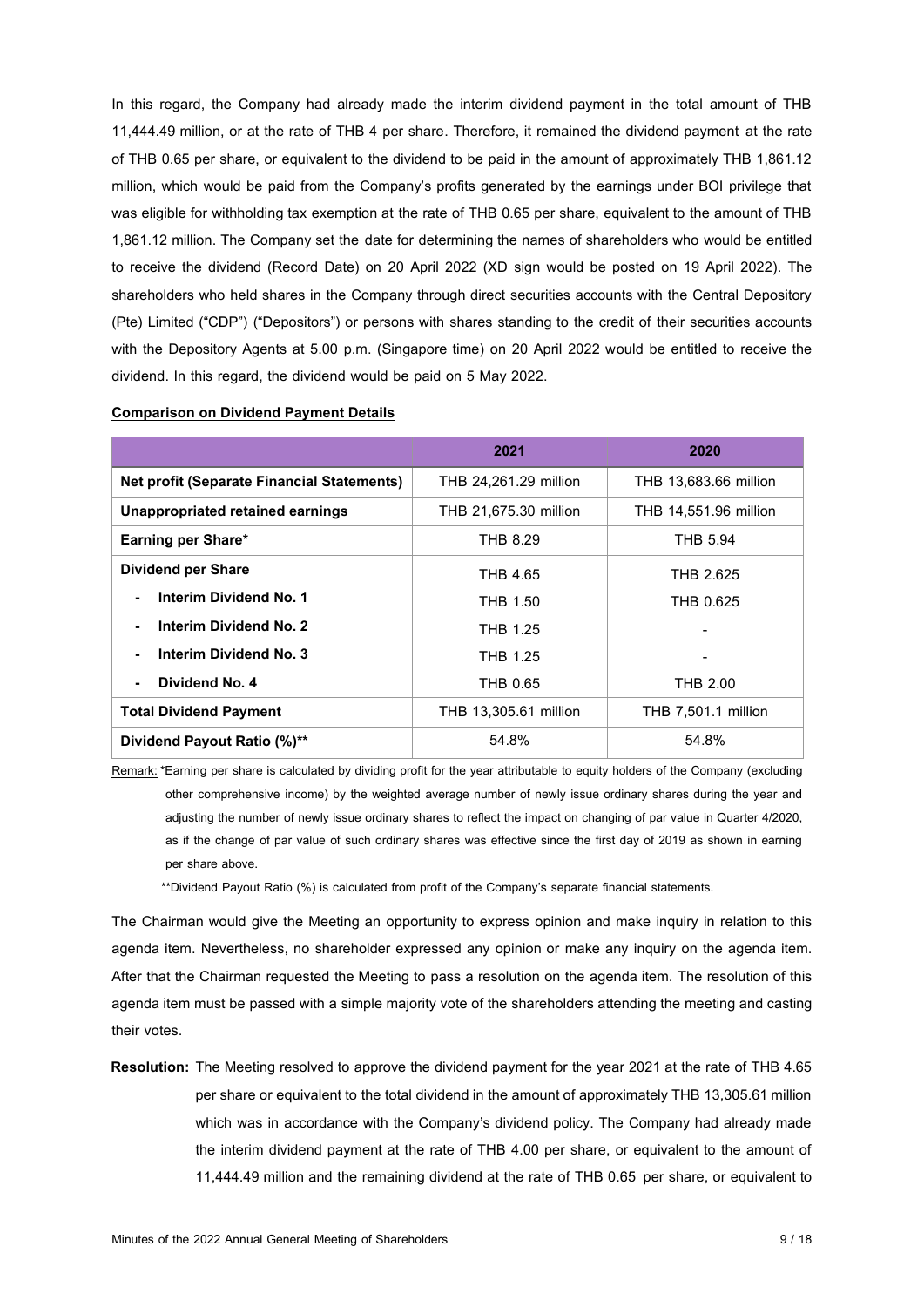In this regard, the Company had already made the interim dividend payment in the total amount of THB 11,444.49 million, or at the rate of THB 4 per share. Therefore, it remained the dividend payment at the rate of THB 0.65 per share, or equivalent to the dividend to be paid in the amount of approximately THB 1,861.12 million, which would be paid from the Company's profits generated by the earnings under BOI privilege that was eligible for withholding tax exemption at the rate of THB 0.65 per share, equivalent to the amount of THB 1,861.12 million. The Company set the date for determining the names of shareholders who would be entitled to receive the dividend (Record Date) on 20 April 2022 (XD sign would be posted on 19 April 2022). The shareholders who held shares in the Company through direct securities accounts with the Central Depository (Pte) Limited ("CDP") ("Depositors") or persons with shares standing to the credit of their securities accounts with the Depository Agents at 5.00 p.m. (Singapore time) on 20 April 2022 would be entitled to receive the dividend. In this regard, the dividend would be paid on 5 May 2022.

**Comparison on Dividend Payment Details**

| | 2021 | 2020 |
|---|---|---|
| **Net profit (Separate Financial Statements)** | THB 24,261.29 million | THB 13,683.66 million |
| **Unappropriated retained earnings** | THB 21,675.30 million | THB 14,551.96 million |
| **Earning per Share*** | THB 8.29 | THB 5.94 |
| **Dividend per Share** | THB 4.65 | THB 2.625 |
| - **Interim Dividend No. 1** | THB 1.50 | THB 0.625 |
| - **Interim Dividend No. 2** | THB 1.25 | - |
| - **Interim Dividend No. 3** | THB 1.25 | - |
| - **Dividend No. 4** | THB 0.65 | THB 2.00 |
| **Total Dividend Payment** | THB 13,305.61 million | THB 7,501.1 million |
| **Dividend Payout Ratio (%)**** | 54.8% | 54.8% |

Remark: *Earning per share is calculated by dividing profit for the year attributable to equity holders of the Company (excluding other comprehensive income) by the weighted average number of newly issue ordinary shares during the year and adjusting the number of newly issue ordinary shares to reflect the impact on changing of par value in Quarter 4/2020, as if the change of par value of such ordinary shares was effective since the first day of 2019 as shown in earning per share above.

**Dividend Payout Ratio (%) is calculated from profit of the Company's separate financial statements.

The Chairman would give the Meeting an opportunity to express opinion and make inquiry in relation to this agenda item. Nevertheless, no shareholder expressed any opinion or make any inquiry on the agenda item. After that the Chairman requested the Meeting to pass a resolution on the agenda item. The resolution of this agenda item must be passed with a simple majority vote of the shareholders attending the meeting and casting their votes.

**Resolution:** The Meeting resolved to approve the dividend payment for the year 2021 at the rate of THB 4.65 per share or equivalent to the total dividend in the amount of approximately THB 13,305.61 million which was in accordance with the Company's dividend policy. The Company had already made the interim dividend payment at the rate of THB 4.00 per share, or equivalent to the amount of 11,444.49 million and the remaining dividend at the rate of THB 0.65 per share, or equivalent to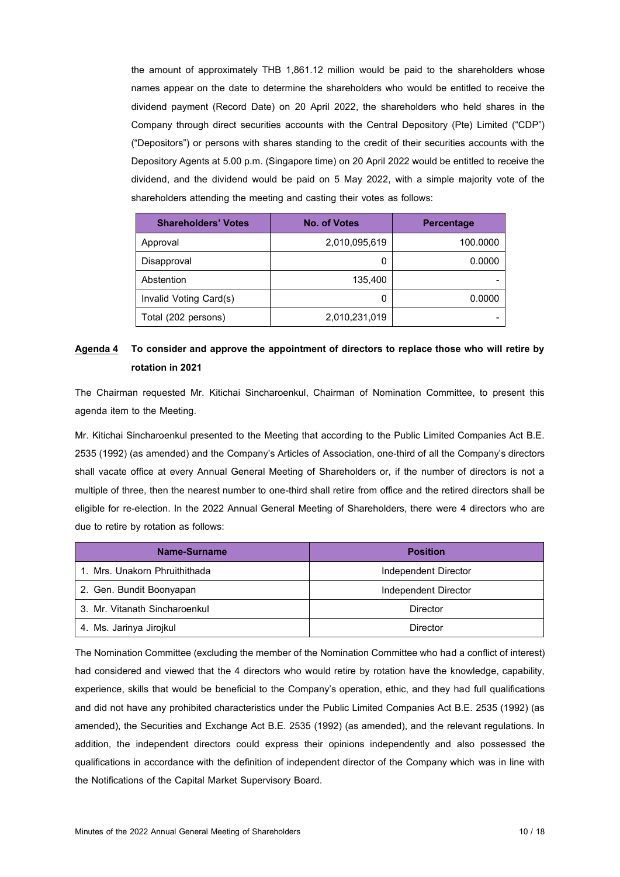the amount of approximately THB 1,861.12 million would be paid to the shareholders whose names appear on the date to determine the shareholders who would be entitled to receive the dividend payment (Record Date) on 20 April 2022, the shareholders who held shares in the Company through direct securities accounts with the Central Depository (Pte) Limited ("CDP") ("Depositors") or persons with shares standing to the credit of their securities accounts with the Depository Agents at 5.00 p.m. (Singapore time) on 20 April 2022 would be entitled to receive the dividend, and the dividend would be paid on 5 May 2022, with a simple majority vote of the shareholders attending the meeting and casting their votes as follows:

| Shareholders' Votes | No. of Votes | Percentage |
|---|---|---|
| Approval | 2,010,095,619 | 100.0000 |
| Disapproval | 0 | 0.0000 |
| Abstention | 135,400 | - |
| Invalid Voting Card(s) | 0 | 0.0000 |
| Total (202 persons) | 2,010,231,019 | - |

**Agenda 4 To consider and approve the appointment of directors to replace those who will retire by rotation in 2021**

The Chairman requested Mr. Kitichai Sincharoenkul, Chairman of Nomination Committee, to present this agenda item to the Meeting.

Mr. Kitichai Sincharoenkul presented to the Meeting that according to the Public Limited Companies Act B.E. 2535 (1992) (as amended) and the Company's Articles of Association, one-third of all the Company's directors shall vacate office at every Annual General Meeting of Shareholders or, if the number of directors is not a multiple of three, then the nearest number to one-third shall retire from office and the retired directors shall be eligible for re-election. In the 2022 Annual General Meeting of Shareholders, there were 4 directors who are due to retire by rotation as follows:

| Name-Surname | Position |
|---|---|
| 1. Mrs. Unakorn Phruithithada | Independent Director |
| 2. Gen. Bundit Boonyapan | Independent Director |
| 3. Mr. Vitanath Sincharoenkul | Director |
| 4. Ms. Jarinya Jirojkul | Director |

The Nomination Committee (excluding the member of the Nomination Committee who had a conflict of interest) had considered and viewed that the 4 directors who would retire by rotation have the knowledge, capability, experience, skills that would be beneficial to the Company's operation, ethic, and they had full qualifications and did not have any prohibited characteristics under the Public Limited Companies Act B.E. 2535 (1992) (as amended), the Securities and Exchange Act B.E. 2535 (1992) (as amended), and the relevant regulations. In addition, the independent directors could express their opinions independently and also possessed the qualifications in accordance with the definition of independent director of the Company which was in line with the Notifications of the Capital Market Supervisory Board.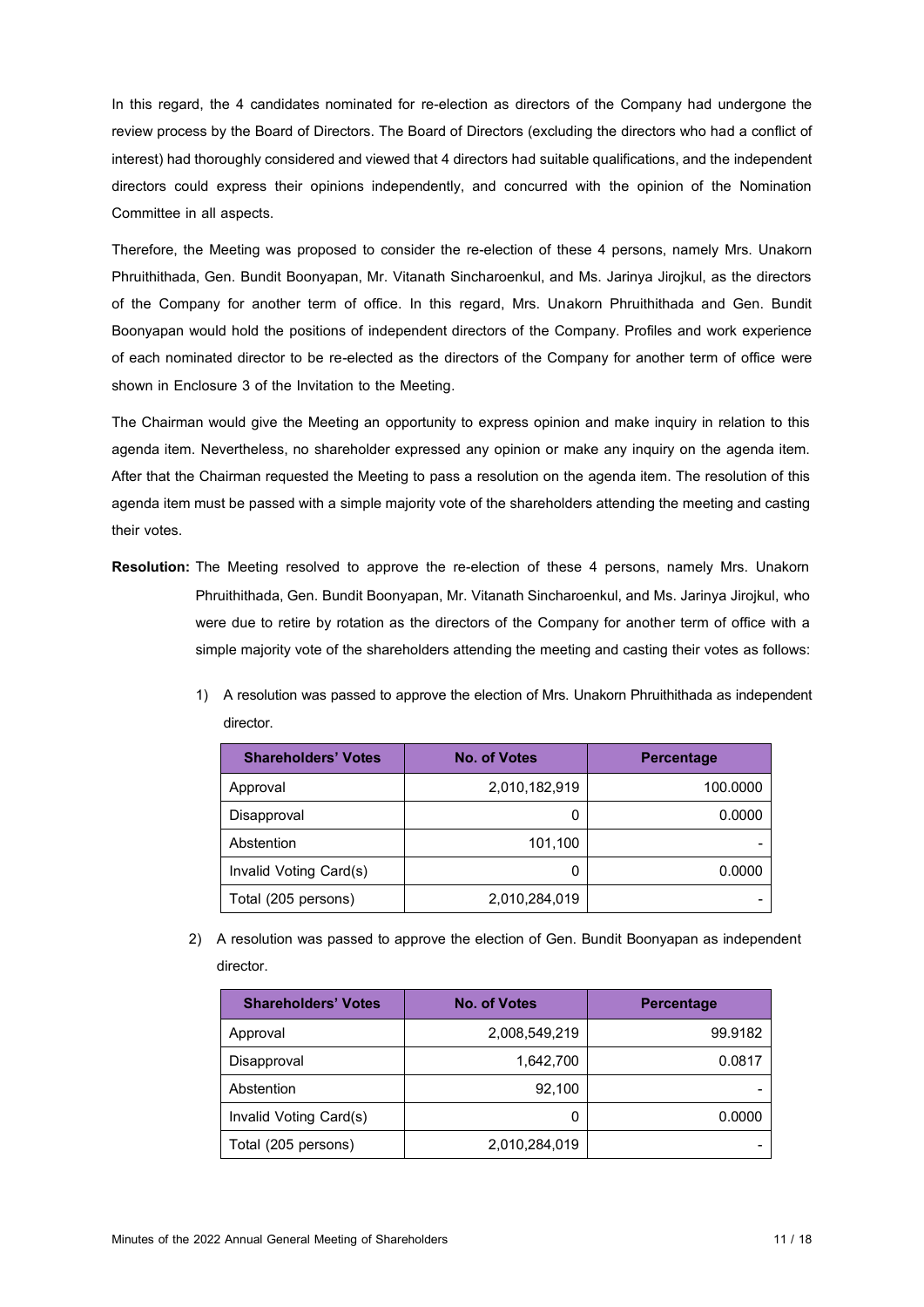In this regard, the 4 candidates nominated for re-election as directors of the Company had undergone the review process by the Board of Directors. The Board of Directors (excluding the directors who had a conflict of interest) had thoroughly considered and viewed that 4 directors had suitable qualifications, and the independent directors could express their opinions independently, and concurred with the opinion of the Nomination Committee in all aspects.

Therefore, the Meeting was proposed to consider the re-election of these 4 persons, namely Mrs. Unakorn Phruithithada, Gen. Bundit Boonyapan, Mr. Vitanath Sincharoenkul, and Ms. Jarinya Jirojkul, as the directors of the Company for another term of office. In this regard, Mrs. Unakorn Phruithithada and Gen. Bundit Boonyapan would hold the positions of independent directors of the Company. Profiles and work experience of each nominated director to be re-elected as the directors of the Company for another term of office were shown in Enclosure 3 of the Invitation to the Meeting.

The Chairman would give the Meeting an opportunity to express opinion and make inquiry in relation to this agenda item. Nevertheless, no shareholder expressed any opinion or make any inquiry on the agenda item. After that the Chairman requested the Meeting to pass a resolution on the agenda item. The resolution of this agenda item must be passed with a simple majority vote of the shareholders attending the meeting and casting their votes.

**Resolution:** The Meeting resolved to approve the re-election of these 4 persons, namely Mrs. Unakorn Phruithithada, Gen. Bundit Boonyapan, Mr. Vitanath Sincharoenkul, and Ms. Jarinya Jirojkul, who were due to retire by rotation as the directors of the Company for another term of office with a simple majority vote of the shareholders attending the meeting and casting their votes as follows:

1) A resolution was passed to approve the election of Mrs. Unakorn Phruithithada as independent director.

| Shareholders' Votes | No. of Votes | Percentage |
|---|---|---|
| Approval | 2,010,182,919 | 100.0000 |
| Disapproval | 0 | 0.0000 |
| Abstention | 101,100 | - |
| Invalid Voting Card(s) | 0 | 0.0000 |
| Total (205 persons) | 2,010,284,019 | - |

2) A resolution was passed to approve the election of Gen. Bundit Boonyapan as independent director.

| Shareholders' Votes | No. of Votes | Percentage |
|---|---|---|
| Approval | 2,008,549,219 | 99.9182 |
| Disapproval | 1,642,700 | 0.0817 |
| Abstention | 92,100 | - |
| Invalid Voting Card(s) | 0 | 0.0000 |
| Total (205 persons) | 2,010,284,019 | - |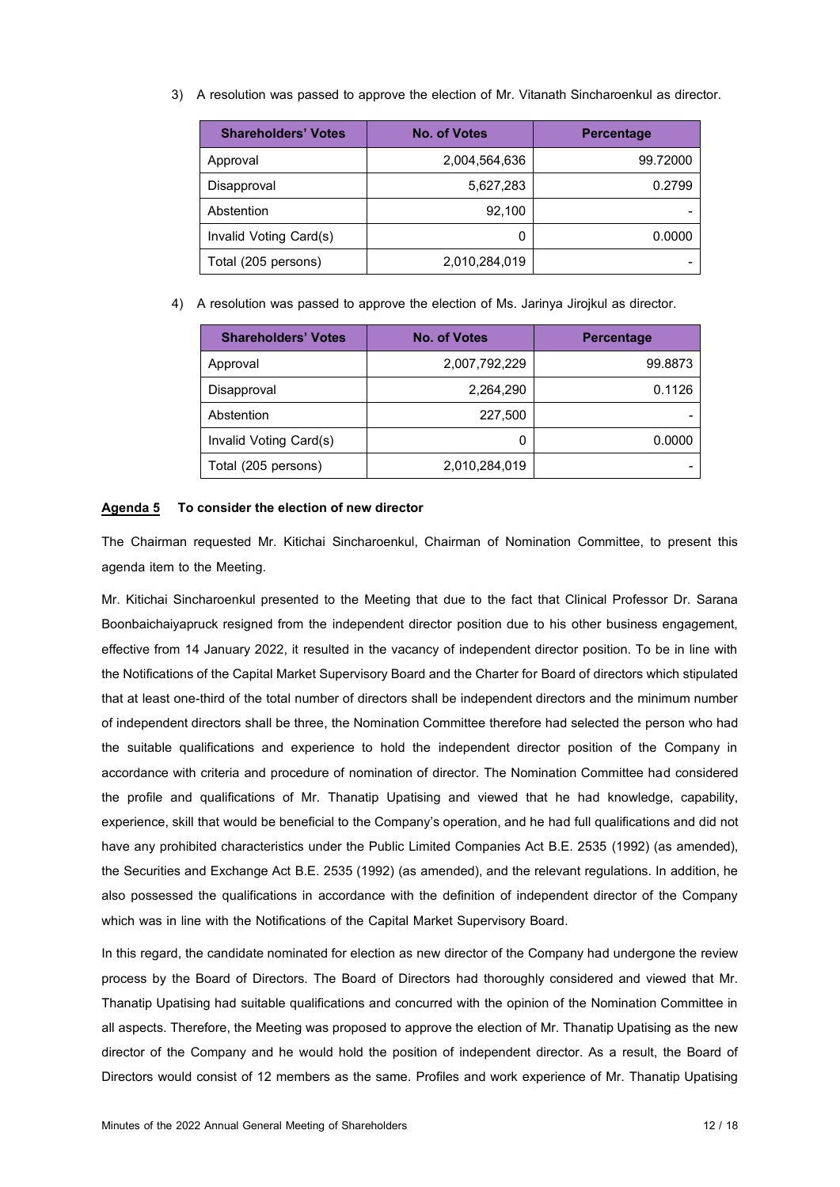3) A resolution was passed to approve the election of Mr. Vitanath Sincharoenkul as director.

| Shareholders' Votes | No. of Votes | Percentage |
|---|---|---|
| Approval | 2,004,564,636 | 99.72000 |
| Disapproval | 5,627,283 | 0.2799 |
| Abstention | 92,100 | - |
| Invalid Voting Card(s) | 0 | 0.0000 |
| Total (205 persons) | 2,010,284,019 | - |

4) A resolution was passed to approve the election of Ms. Jarinya Jirojkul as director.

| Shareholders' Votes | No. of Votes | Percentage |
|---|---|---|
| Approval | 2,007,792,229 | 99.8873 |
| Disapproval | 2,264,290 | 0.1126 |
| Abstention | 227,500 | - |
| Invalid Voting Card(s) | 0 | 0.0000 |
| Total (205 persons) | 2,010,284,019 | - |

**Agenda 5 To consider the election of new director**

The Chairman requested Mr. Kitichai Sincharoenkul, Chairman of Nomination Committee, to present this agenda item to the Meeting.

Mr. Kitichai Sincharoenkul presented to the Meeting that due to the fact that Clinical Professor Dr. Sarana Boonbaichaiyapruck resigned from the independent director position due to his other business engagement, effective from 14 January 2022, it resulted in the vacancy of independent director position. To be in line with the Notifications of the Capital Market Supervisory Board and the Charter for Board of directors which stipulated that at least one-third of the total number of directors shall be independent directors and the minimum number of independent directors shall be three, the Nomination Committee therefore had selected the person who had the suitable qualifications and experience to hold the independent director position of the Company in accordance with criteria and procedure of nomination of director. The Nomination Committee had considered the profile and qualifications of Mr. Thanatip Upatising and viewed that he had knowledge, capability, experience, skill that would be beneficial to the Company's operation, and he had full qualifications and did not have any prohibited characteristics under the Public Limited Companies Act B.E. 2535 (1992) (as amended), the Securities and Exchange Act B.E. 2535 (1992) (as amended), and the relevant regulations. In addition, he also possessed the qualifications in accordance with the definition of independent director of the Company which was in line with the Notifications of the Capital Market Supervisory Board.

In this regard, the candidate nominated for election as new director of the Company had undergone the review process by the Board of Directors. The Board of Directors had thoroughly considered and viewed that Mr. Thanatip Upatising had suitable qualifications and concurred with the opinion of the Nomination Committee in all aspects. Therefore, the Meeting was proposed to approve the election of Mr. Thanatip Upatising as the new director of the Company and he would hold the position of independent director. As a result, the Board of Directors would consist of 12 members as the same. Profiles and work experience of Mr. Thanatip Upatising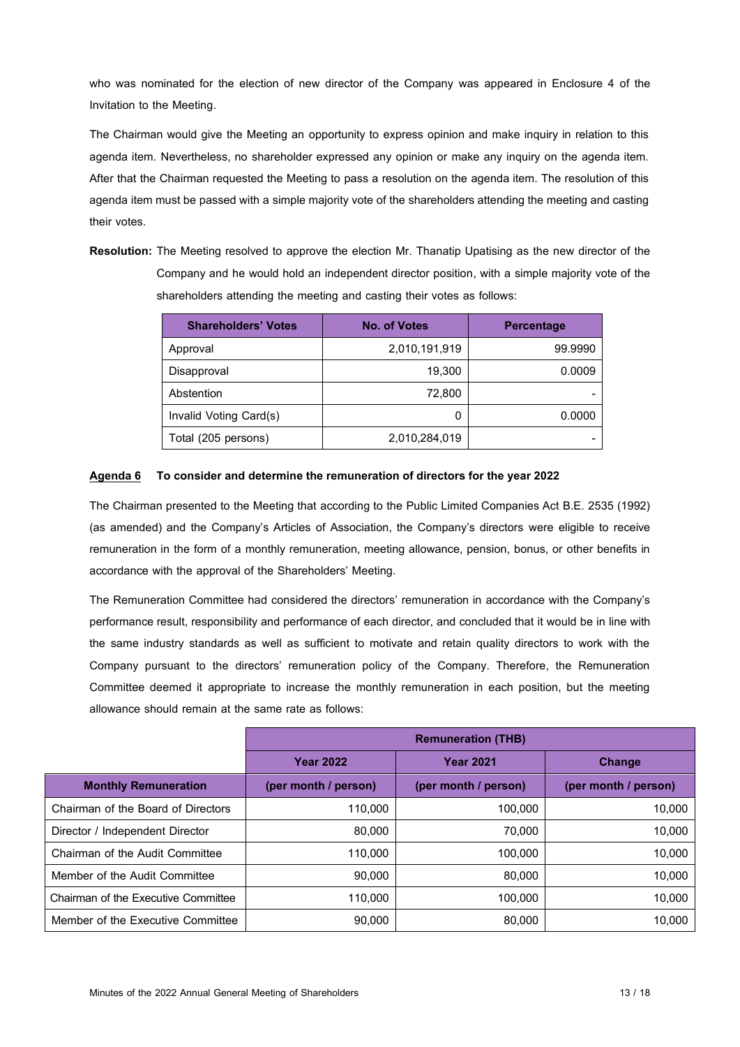who was nominated for the election of new director of the Company was appeared in Enclosure 4 of the Invitation to the Meeting.

The Chairman would give the Meeting an opportunity to express opinion and make inquiry in relation to this agenda item. Nevertheless, no shareholder expressed any opinion or make any inquiry on the agenda item. After that the Chairman requested the Meeting to pass a resolution on the agenda item. The resolution of this agenda item must be passed with a simple majority vote of the shareholders attending the meeting and casting their votes.

**Resolution:** The Meeting resolved to approve the election Mr. Thanatip Upatising as the new director of the Company and he would hold an independent director position, with a simple majority vote of the shareholders attending the meeting and casting their votes as follows:

| Shareholders' Votes | No. of Votes | Percentage |
|---|---:|---:|
| Approval | 2,010,191,919 | 99.9990 |
| Disapproval | 19,300 | 0.0009 |
| Abstention | 72,800 | - |
| Invalid Voting Card(s) | 0 | 0.0000 |
| Total (205 persons) | 2,010,284,019 | - |

**<u>Agenda 6</u> To consider and determine the remuneration of directors for the year 2022**

The Chairman presented to the Meeting that according to the Public Limited Companies Act B.E. 2535 (1992) (as amended) and the Company's Articles of Association, the Company's directors were eligible to receive remuneration in the form of a monthly remuneration, meeting allowance, pension, bonus, or other benefits in accordance with the approval of the Shareholders' Meeting.

The Remuneration Committee had considered the directors' remuneration in accordance with the Company's performance result, responsibility and performance of each director, and concluded that it would be in line with the same industry standards as well as sufficient to motivate and retain quality directors to work with the Company pursuant to the directors' remuneration policy of the Company. Therefore, the Remuneration Committee deemed it appropriate to increase the monthly remuneration in each position, but the meeting allowance should remain at the same rate as follows:

| | Remuneration (THB) | | |
|---|---|---|---|
| | Year 2022 | Year 2021 | Change |
| **Monthly Remuneration** | (per month / person) | (per month / person) | (per month / person) |
| Chairman of the Board of Directors | 110,000 | 100,000 | 10,000 |
| Director / Independent Director | 80,000 | 70,000 | 10,000 |
| Chairman of the Audit Committee | 110,000 | 100,000 | 10,000 |
| Member of the Audit Committee | 90,000 | 80,000 | 10,000 |
| Chairman of the Executive Committee | 110,000 | 100,000 | 10,000 |
| Member of the Executive Committee | 90,000 | 80,000 | 10,000 |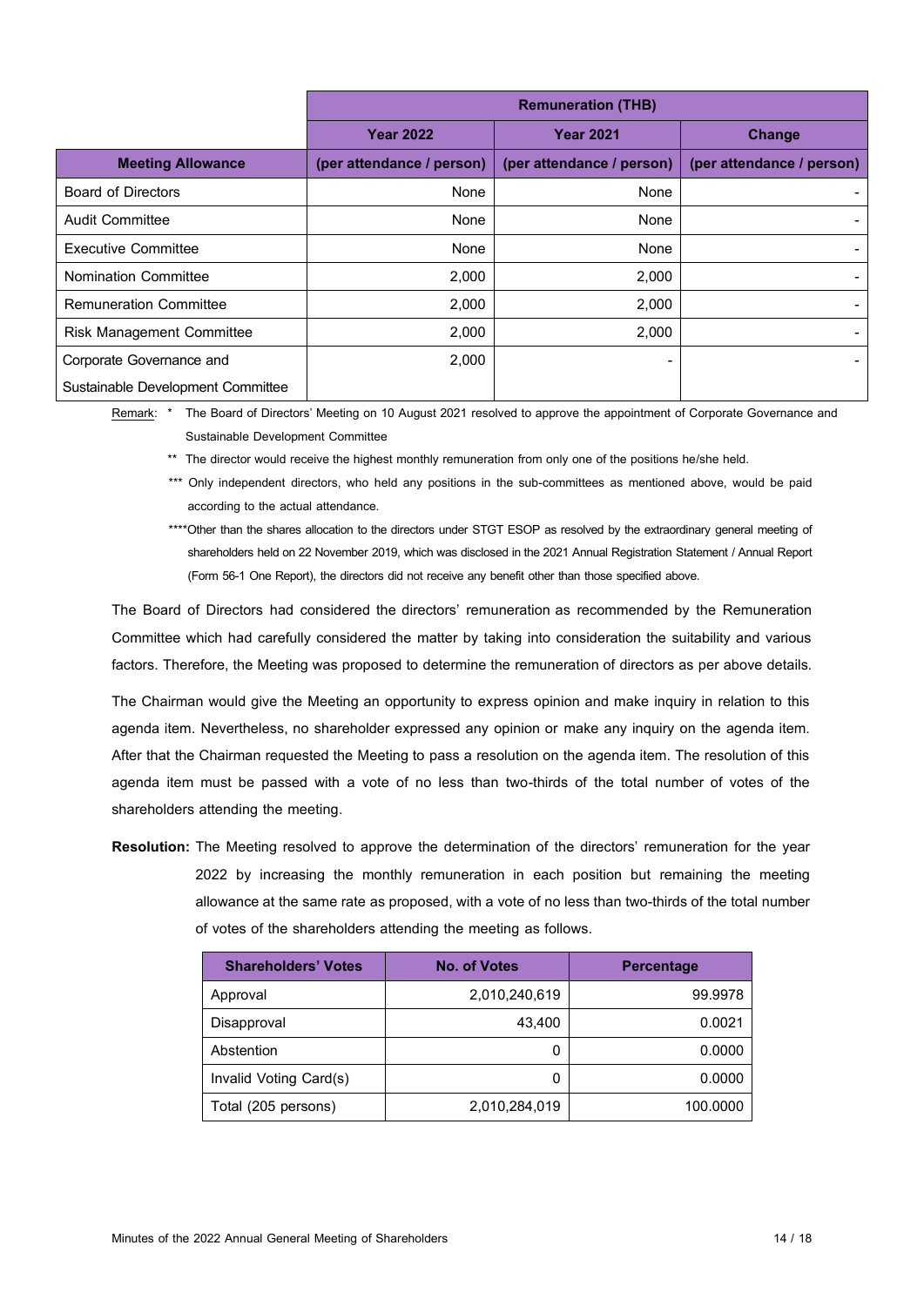| | Remuneration (THB) | | |
|---|---|---|---|
| | Year 2022 | Year 2021 | Change |
| **Meeting Allowance** | (per attendance / person) | (per attendance / person) | (per attendance / person) |
| Board of Directors | None | None | - |
| Audit Committee | None | None | - |
| Executive Committee | None | None | - |
| Nomination Committee | 2,000 | 2,000 | - |
| Remuneration Committee | 2,000 | 2,000 | - |
| Risk Management Committee | 2,000 | 2,000 | - |
| Corporate Governance and Sustainable Development Committee | 2,000 | - | - |

Remark: * The Board of Directors' Meeting on 10 August 2021 resolved to approve the appointment of Corporate Governance and Sustainable Development Committee

** The director would receive the highest monthly remuneration from only one of the positions he/she held.

*** Only independent directors, who held any positions in the sub-committees as mentioned above, would be paid according to the actual attendance.

****Other than the shares allocation to the directors under STGT ESOP as resolved by the extraordinary general meeting of shareholders held on 22 November 2019, which was disclosed in the 2021 Annual Registration Statement / Annual Report (Form 56-1 One Report), the directors did not receive any benefit other than those specified above.

The Board of Directors had considered the directors' remuneration as recommended by the Remuneration Committee which had carefully considered the matter by taking into consideration the suitability and various factors. Therefore, the Meeting was proposed to determine the remuneration of directors as per above details.

The Chairman would give the Meeting an opportunity to express opinion and make inquiry in relation to this agenda item. Nevertheless, no shareholder expressed any opinion or make any inquiry on the agenda item. After that the Chairman requested the Meeting to pass a resolution on the agenda item. The resolution of this agenda item must be passed with a vote of no less than two-thirds of the total number of votes of the shareholders attending the meeting.

**Resolution:** The Meeting resolved to approve the determination of the directors' remuneration for the year 2022 by increasing the monthly remuneration in each position but remaining the meeting allowance at the same rate as proposed, with a vote of no less than two-thirds of the total number of votes of the shareholders attending the meeting as follows.

| Shareholders' Votes | No. of Votes | Percentage |
|---|---|---|
| Approval | 2,010,240,619 | 99.9978 |
| Disapproval | 43,400 | 0.0021 |
| Abstention | 0 | 0.0000 |
| Invalid Voting Card(s) | 0 | 0.0000 |
| Total (205 persons) | 2,010,284,019 | 100.0000 |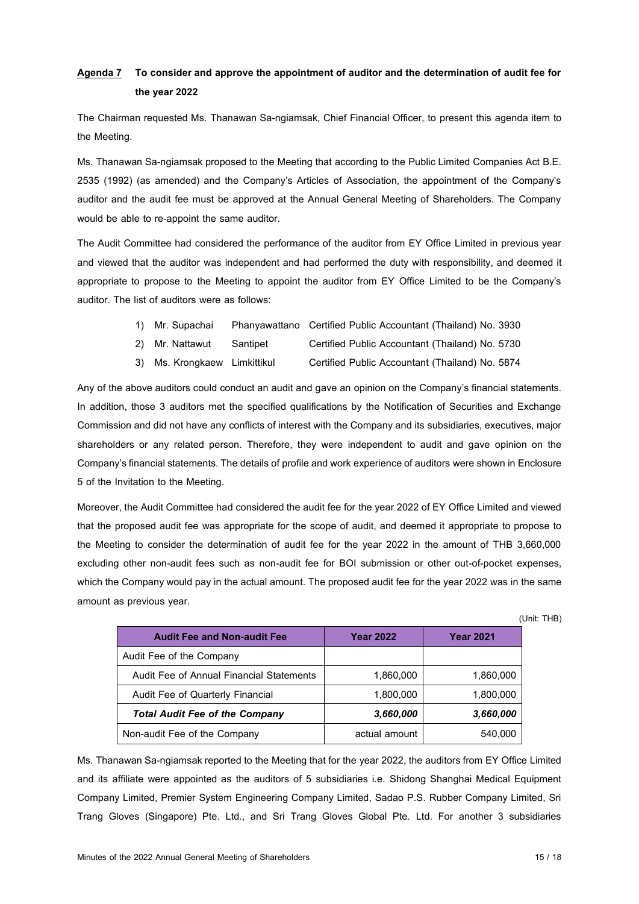**Agenda 7 To consider and approve the appointment of auditor and the determination of audit fee for the year 2022**

The Chairman requested Ms. Thanawan Sa-ngiamsak, Chief Financial Officer, to present this agenda item to the Meeting.

Ms. Thanawan Sa-ngiamsak proposed to the Meeting that according to the Public Limited Companies Act B.E. 2535 (1992) (as amended) and the Company's Articles of Association, the appointment of the Company's auditor and the audit fee must be approved at the Annual General Meeting of Shareholders. The Company would be able to re-appoint the same auditor.

The Audit Committee had considered the performance of the auditor from EY Office Limited in previous year and viewed that the auditor was independent and had performed the duty with responsibility, and deemed it appropriate to propose to the Meeting to appoint the auditor from EY Office Limited to be the Company's auditor. The list of auditors were as follows:

1) Mr. Supachai Phanyawattano Certified Public Accountant (Thailand) No. 3930
2) Mr. Nattawut Santipet Certified Public Accountant (Thailand) No. 5730
3) Ms. Krongkaew Limkittikul Certified Public Accountant (Thailand) No. 5874

Any of the above auditors could conduct an audit and gave an opinion on the Company's financial statements. In addition, those 3 auditors met the specified qualifications by the Notification of Securities and Exchange Commission and did not have any conflicts of interest with the Company and its subsidiaries, executives, major shareholders or any related person. Therefore, they were independent to audit and gave opinion on the Company's financial statements. The details of profile and work experience of auditors were shown in Enclosure 5 of the Invitation to the Meeting.

Moreover, the Audit Committee had considered the audit fee for the year 2022 of EY Office Limited and viewed that the proposed audit fee was appropriate for the scope of audit, and deemed it appropriate to propose to the Meeting to consider the determination of audit fee for the year 2022 in the amount of THB 3,660,000 excluding other non-audit fees such as non-audit fee for BOI submission or other out-of-pocket expenses, which the Company would pay in the actual amount. The proposed audit fee for the year 2022 was in the same amount as previous year.

(Unit: THB)

| Audit Fee and Non-audit Fee | Year 2022 | Year 2021 |
|---|---|---|
| Audit Fee of the Company | | |
| Audit Fee of Annual Financial Statements | 1,860,000 | 1,860,000 |
| Audit Fee of Quarterly Financial | 1,800,000 | 1,800,000 |
| ***Total Audit Fee of the Company*** | ***3,660,000*** | ***3,660,000*** |
| Non-audit Fee of the Company | actual amount | 540,000 |

Ms. Thanawan Sa-ngiamsak reported to the Meeting that for the year 2022, the auditors from EY Office Limited and its affiliate were appointed as the auditors of 5 subsidiaries i.e. Shidong Shanghai Medical Equipment Company Limited, Premier System Engineering Company Limited, Sadao P.S. Rubber Company Limited, Sri Trang Gloves (Singapore) Pte. Ltd., and Sri Trang Gloves Global Pte. Ltd. For another 3 subsidiaries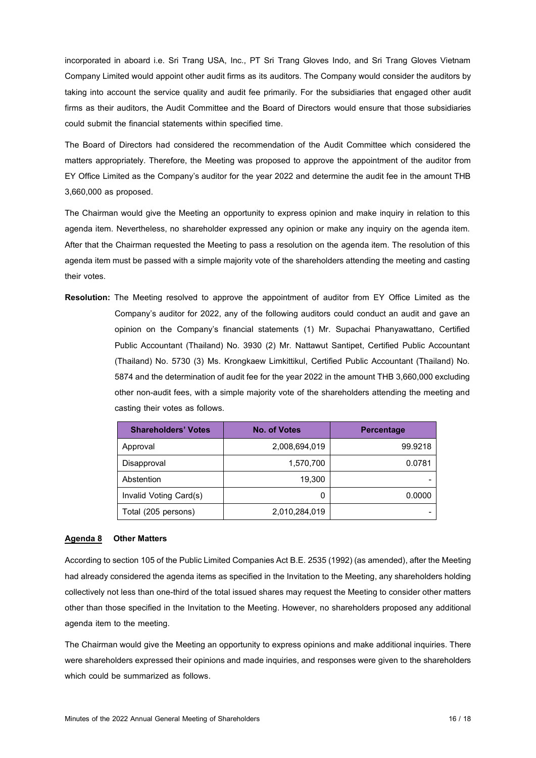incorporated in aboard i.e. Sri Trang USA, Inc., PT Sri Trang Gloves Indo, and Sri Trang Gloves Vietnam Company Limited would appoint other audit firms as its auditors. The Company would consider the auditors by taking into account the service quality and audit fee primarily. For the subsidiaries that engaged other audit firms as their auditors, the Audit Committee and the Board of Directors would ensure that those subsidiaries could submit the financial statements within specified time.

The Board of Directors had considered the recommendation of the Audit Committee which considered the matters appropriately. Therefore, the Meeting was proposed to approve the appointment of the auditor from EY Office Limited as the Company's auditor for the year 2022 and determine the audit fee in the amount THB 3,660,000 as proposed.

The Chairman would give the Meeting an opportunity to express opinion and make inquiry in relation to this agenda item. Nevertheless, no shareholder expressed any opinion or make any inquiry on the agenda item. After that the Chairman requested the Meeting to pass a resolution on the agenda item. The resolution of this agenda item must be passed with a simple majority vote of the shareholders attending the meeting and casting their votes.

**Resolution:** The Meeting resolved to approve the appointment of auditor from EY Office Limited as the Company's auditor for 2022, any of the following auditors could conduct an audit and gave an opinion on the Company's financial statements (1) Mr. Supachai Phanyawattano, Certified Public Accountant (Thailand) No. 3930 (2) Mr. Nattawut Santipet, Certified Public Accountant (Thailand) No. 5730 (3) Ms. Krongkaew Limkittikul, Certified Public Accountant (Thailand) No. 5874 and the determination of audit fee for the year 2022 in the amount THB 3,660,000 excluding other non-audit fees, with a simple majority vote of the shareholders attending the meeting and casting their votes as follows.

| Shareholders' Votes | No. of Votes | Percentage |
|---|---|---|
| Approval | 2,008,694,019 | 99.9218 |
| Disapproval | 1,570,700 | 0.0781 |
| Abstention | 19,300 | - |
| Invalid Voting Card(s) | 0 | 0.0000 |
| Total (205 persons) | 2,010,284,019 | - |

**Agenda 8 Other Matters**

According to section 105 of the Public Limited Companies Act B.E. 2535 (1992) (as amended), after the Meeting had already considered the agenda items as specified in the Invitation to the Meeting, any shareholders holding collectively not less than one-third of the total issued shares may request the Meeting to consider other matters other than those specified in the Invitation to the Meeting. However, no shareholders proposed any additional agenda item to the meeting.

The Chairman would give the Meeting an opportunity to express opinions and make additional inquiries. There were shareholders expressed their opinions and made inquiries, and responses were given to the shareholders which could be summarized as follows.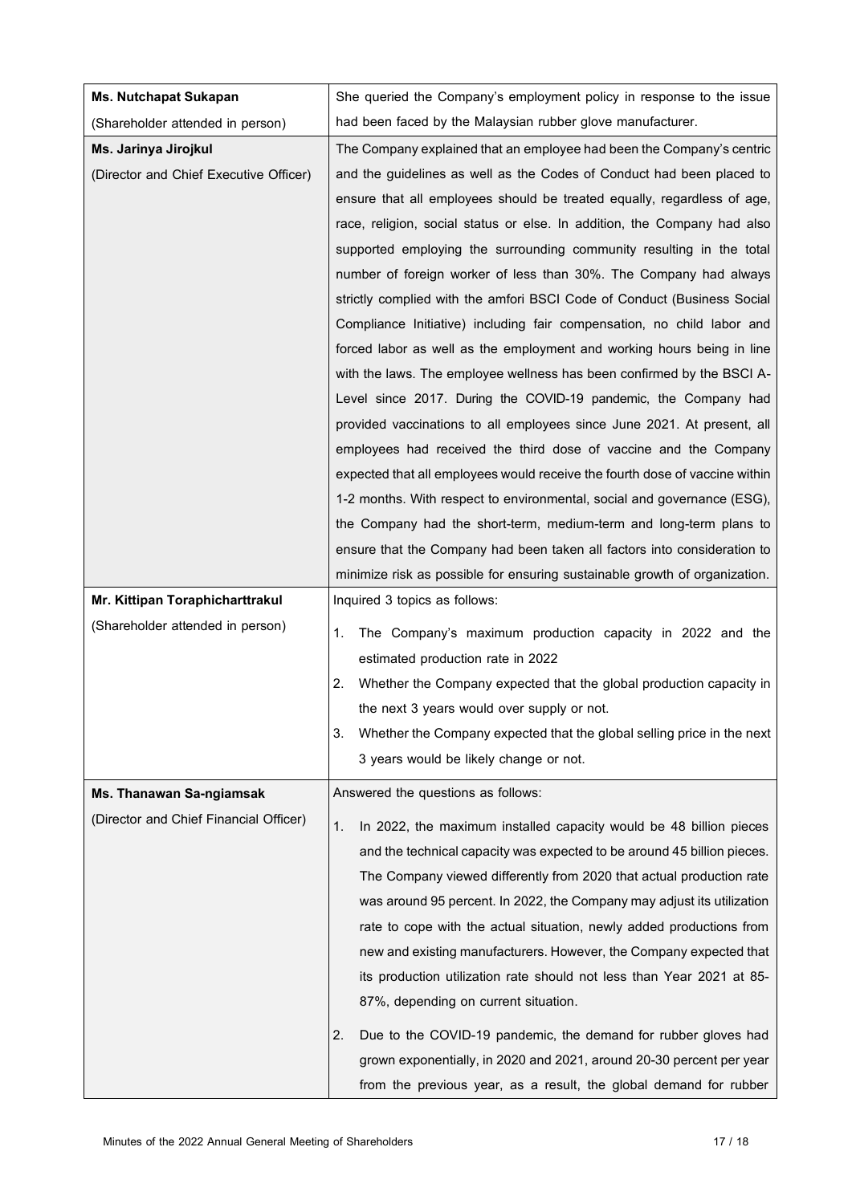| | |
|---|---|
| **Ms. Nutchapat Sukapan**<br>(Shareholder attended in person) | She queried the Company's employment policy in response to the issue had been faced by the Malaysian rubber glove manufacturer. |
| **Ms. Jarinya Jirojkul**<br>(Director and Chief Executive Officer) | The Company explained that an employee had been the Company's centric and the guidelines as well as the Codes of Conduct had been placed to ensure that all employees should be treated equally, regardless of age, race, religion, social status or else. In addition, the Company had also supported employing the surrounding community resulting in the total number of foreign worker of less than 30%. The Company had always strictly complied with the amfori BSCI Code of Conduct (Business Social Compliance Initiative) including fair compensation, no child labor and forced labor as well as the employment and working hours being in line with the laws. The employee wellness has been confirmed by the BSCI A-Level since 2017. During the COVID-19 pandemic, the Company had provided vaccinations to all employees since June 2021. At present, all employees had received the third dose of vaccine and the Company expected that all employees would receive the fourth dose of vaccine within 1-2 months. With respect to environmental, social and governance (ESG), the Company had the short-term, medium-term and long-term plans to ensure that the Company had been taken all factors into consideration to minimize risk as possible for ensuring sustainable growth of organization. |
| **Mr. Kittipan Toraphicharttrakul**<br>(Shareholder attended in person) | Inquired 3 topics as follows:<br>1. The Company's maximum production capacity in 2022 and the estimated production rate in 2022<br>2. Whether the Company expected that the global production capacity in the next 3 years would over supply or not.<br>3. Whether the Company expected that the global selling price in the next 3 years would be likely change or not. |
| **Ms. Thanawan Sa-ngiamsak**<br>(Director and Chief Financial Officer) | Answered the questions as follows:<br>1. In 2022, the maximum installed capacity would be 48 billion pieces and the technical capacity was expected to be around 45 billion pieces. The Company viewed differently from 2020 that actual production rate was around 95 percent. In 2022, the Company may adjust its utilization rate to cope with the actual situation, newly added productions from new and existing manufacturers. However, the Company expected that its production utilization rate should not less than Year 2021 at 85-87%, depending on current situation.<br>2. Due to the COVID-19 pandemic, the demand for rubber gloves had grown exponentially, in 2020 and 2021, around 20-30 percent per year from the previous year, as a result, the global demand for rubber |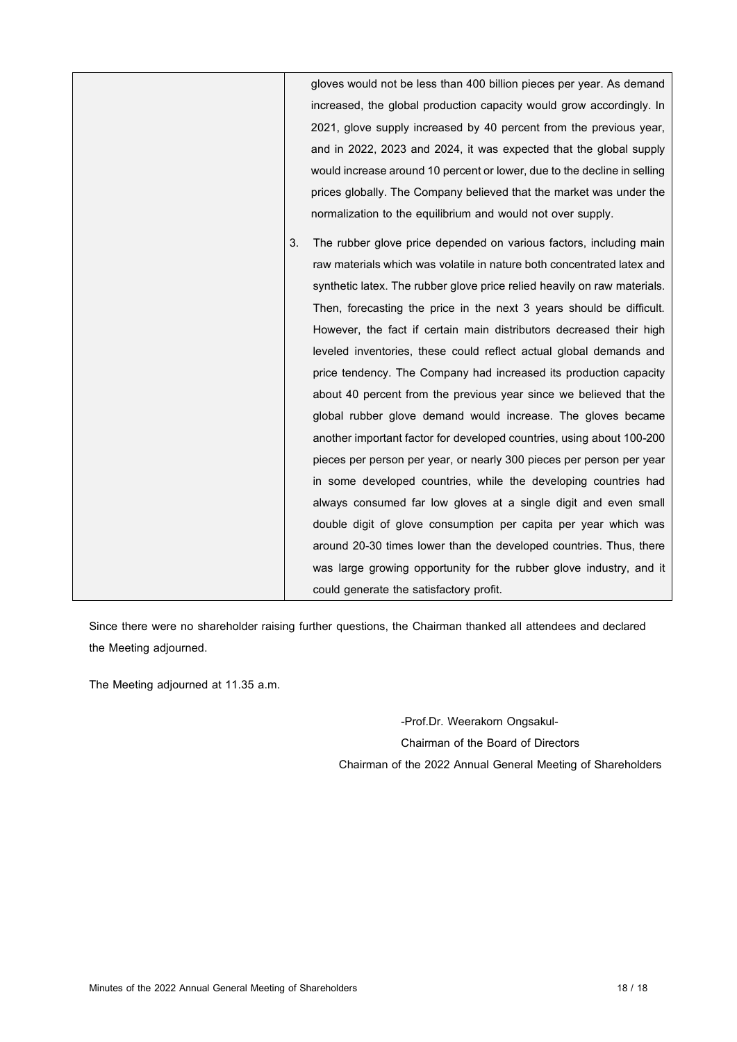| | |
|---|---|
| | gloves would not be less than 400 billion pieces per year. As demand increased, the global production capacity would grow accordingly. In 2021, glove supply increased by 40 percent from the previous year, and in 2022, 2023 and 2024, it was expected that the global supply would increase around 10 percent or lower, due to the decline in selling prices globally. The Company believed that the market was under the normalization to the equilibrium and would not over supply.<br><br>3. The rubber glove price depended on various factors, including main raw materials which was volatile in nature both concentrated latex and synthetic latex. The rubber glove price relied heavily on raw materials. Then, forecasting the price in the next 3 years should be difficult. However, the fact if certain main distributors decreased their high leveled inventories, these could reflect actual global demands and price tendency. The Company had increased its production capacity about 40 percent from the previous year since we believed that the global rubber glove demand would increase. The gloves became another important factor for developed countries, using about 100-200 pieces per person per year, or nearly 300 pieces per person per year in some developed countries, while the developing countries had always consumed far low gloves at a single digit and even small double digit of glove consumption per capita per year which was around 20-30 times lower than the developed countries. Thus, there was large growing opportunity for the rubber glove industry, and it could generate the satisfactory profit. |

Since there were no shareholder raising further questions, the Chairman thanked all attendees and declared the Meeting adjourned.

The Meeting adjourned at 11.35 a.m.

-Prof.Dr. Weerakorn Ongsakul-

Chairman of the Board of Directors

Chairman of the 2022 Annual General Meeting of Shareholders